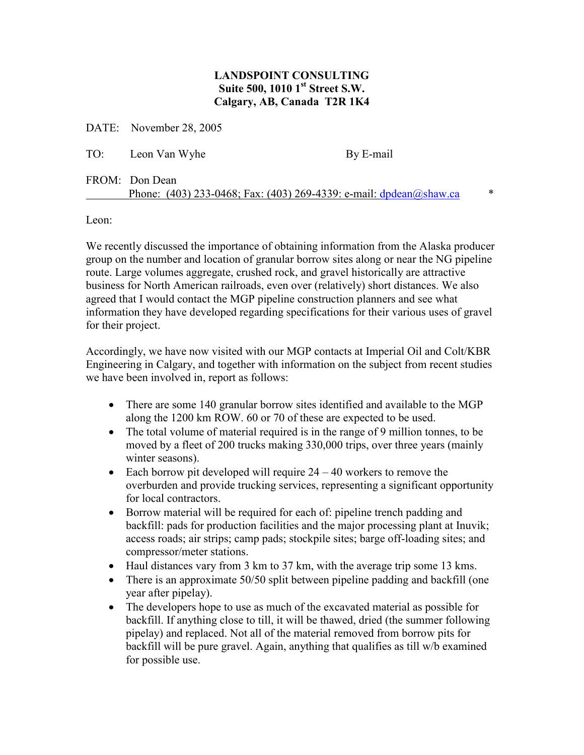**LANDSPOINT CONSULTING**
**Suite 500, 1010 1st Street S.W.**
**Calgary, AB, Canada T2R 1K4**

DATE: November 28, 2005

TO: Leon Van Wyhe By E-mail

FROM: Don Dean
Phone: (403) 233-0468; Fax: (403) 269-4339: e-mail: dpdean@shaw.ca *

Leon:

We recently discussed the importance of obtaining information from the Alaska producer group on the number and location of granular borrow sites along or near the NG pipeline route. Large volumes aggregate, crushed rock, and gravel historically are attractive business for North American railroads, even over (relatively) short distances. We also agreed that I would contact the MGP pipeline construction planners and see what information they have developed regarding specifications for their various uses of gravel for their project.

Accordingly, we have now visited with our MGP contacts at Imperial Oil and Colt/KBR Engineering in Calgary, and together with information on the subject from recent studies we have been involved in, report as follows:

- There are some 140 granular borrow sites identified and available to the MGP along the 1200 km ROW. 60 or 70 of these are expected to be used.
- The total volume of material required is in the range of 9 million tonnes, to be moved by a fleet of 200 trucks making 330,000 trips, over three years (mainly winter seasons).
- Each borrow pit developed will require 24 – 40 workers to remove the overburden and provide trucking services, representing a significant opportunity for local contractors.
- Borrow material will be required for each of: pipeline trench padding and backfill: pads for production facilities and the major processing plant at Inuvik; access roads; air strips; camp pads; stockpile sites; barge off-loading sites; and compressor/meter stations.
- Haul distances vary from 3 km to 37 km, with the average trip some 13 kms.
- There is an approximate 50/50 split between pipeline padding and backfill (one year after pipelay).
- The developers hope to use as much of the excavated material as possible for backfill. If anything close to till, it will be thawed, dried (the summer following pipelay) and replaced. Not all of the material removed from borrow pits for backfill will be pure gravel. Again, anything that qualifies as till w/b examined for possible use.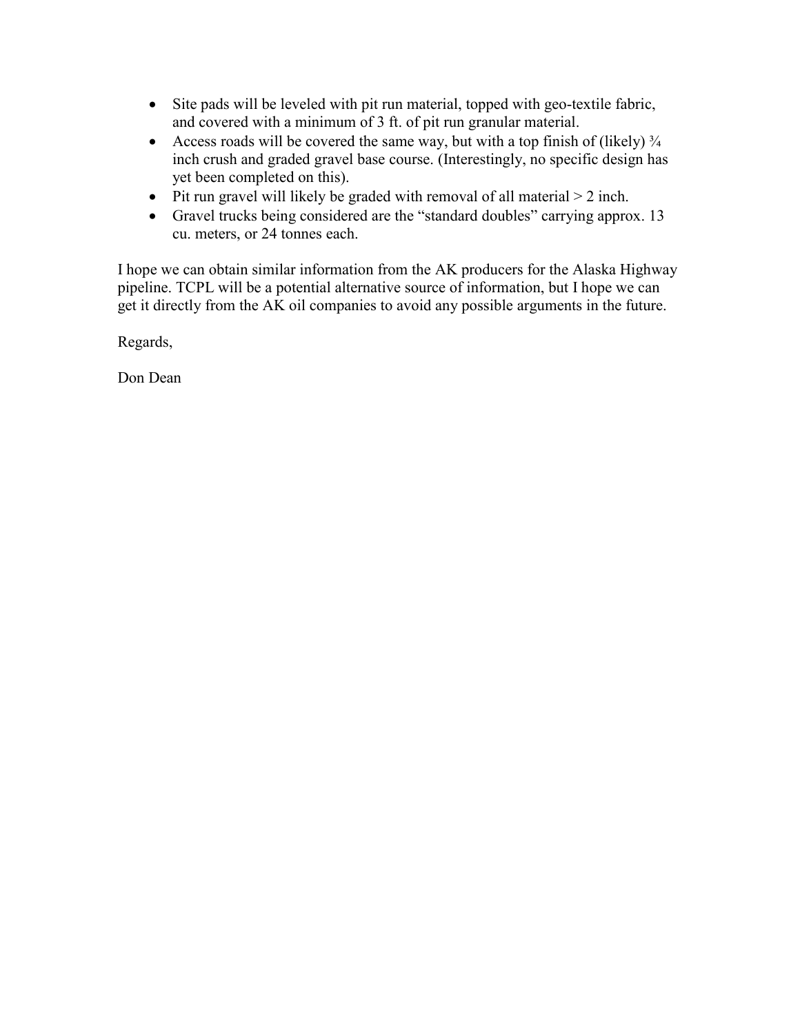- Site pads will be leveled with pit run material, topped with geo-textile fabric, and covered with a minimum of 3 ft. of pit run granular material.
- Access roads will be covered the same way, but with a top finish of (likely) ¾ inch crush and graded gravel base course. (Interestingly, no specific design has yet been completed on this).
- Pit run gravel will likely be graded with removal of all material > 2 inch.
- Gravel trucks being considered are the "standard doubles" carrying approx. 13 cu. meters, or 24 tonnes each.

I hope we can obtain similar information from the AK producers for the Alaska Highway pipeline. TCPL will be a potential alternative source of information, but I hope we can get it directly from the AK oil companies to avoid any possible arguments in the future.

Regards,

Don Dean